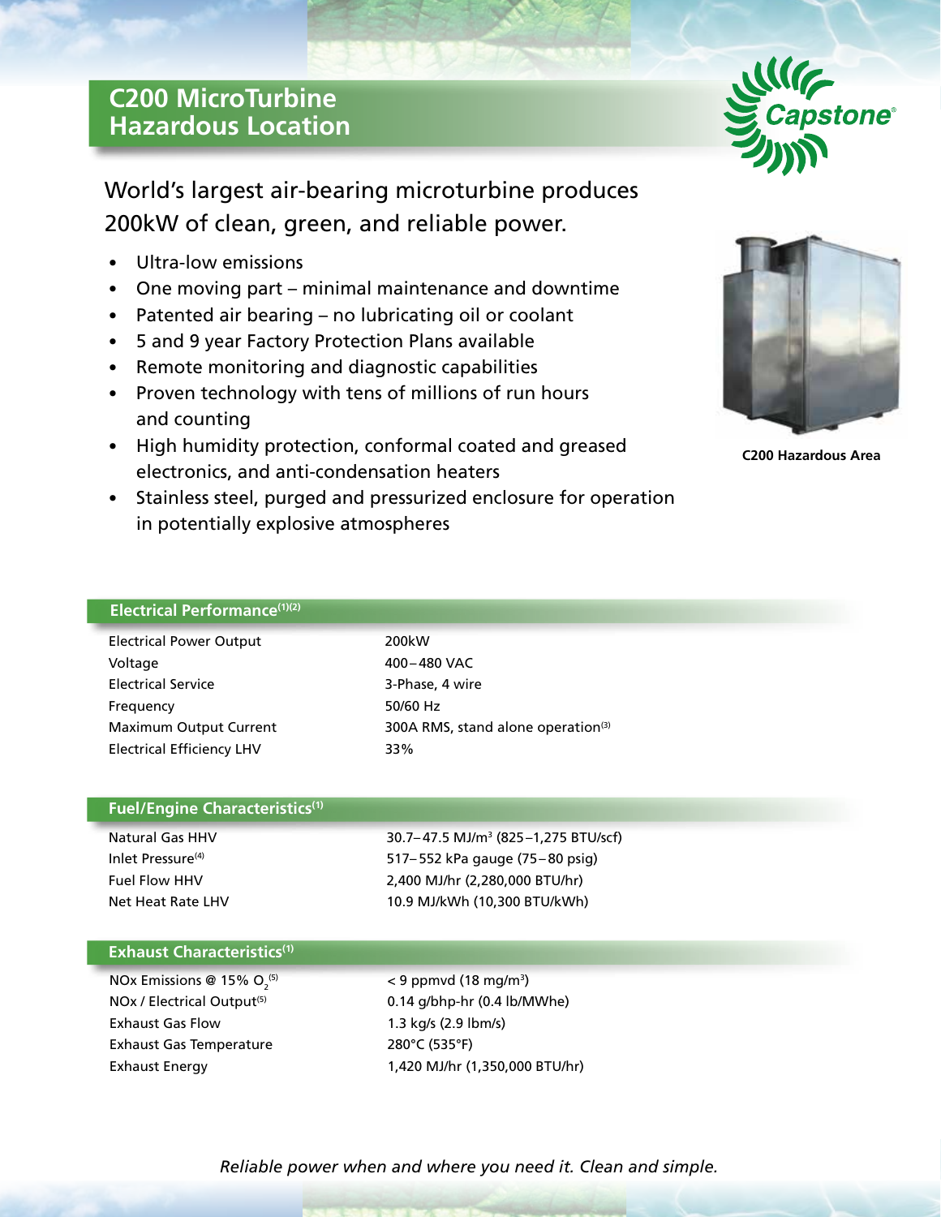# C200 MicroTurbine Hazardous Location

World's largest air-bearing microturbine produces 200kW of clean, green, and reliable power.

- Ultra-low emissions
- One moving part – minimal maintenance and downtime
- Patented air bearing – no lubricating oil or coolant
- 5 and 9 year Factory Protection Plans available
- Remote monitoring and diagnostic capabilities
- Proven technology with tens of millions of run hours and counting
- High humidity protection, conformal coated and greased electronics, and anti-condensation heaters
- Stainless steel, purged and pressurized enclosure for operation in potentially explosive atmospheres

C200 Hazardous Area

## Electrical Performance[1][2]

| | |
|---|---|
| Electrical Power Output | 200kW |
| Voltage | 400–480 VAC |
| Electrical Service | 3-Phase, 4 wire |
| Frequency | 50/60 Hz |
| Maximum Output Current | 300A RMS, stand alone operation[3] |
| Electrical Efficiency LHV | 33% |

## Fuel/Engine Characteristics[1]

| | |
|---|---|
| Natural Gas HHV | 30.7–47.5 MJ/m$^3$ (825–1,275 BTU/scf) |
| Inlet Pressure[4] | 517–552 kPa gauge (75–80 psig) |
| Fuel Flow HHV | 2,400 MJ/hr (2,280,000 BTU/hr) |
| Net Heat Rate LHV | 10.9 MJ/kWh (10,300 BTU/kWh) |

## Exhaust Characteristics[1]

| | |
|---|---|
| NOx Emissions @ 15% $O_2$[5] | < 9 ppmvd (18 mg/m$^3$) |
| NOx / Electrical Output[5] | 0.14 g/bhp-hr (0.4 lb/MWhe) |
| Exhaust Gas Flow | 1.3 kg/s (2.9 lbm/s) |
| Exhaust Gas Temperature | 280°C (535°F) |
| Exhaust Energy | 1,420 MJ/hr (1,350,000 BTU/hr) |

*Reliable power when and where you need it. Clean and simple.*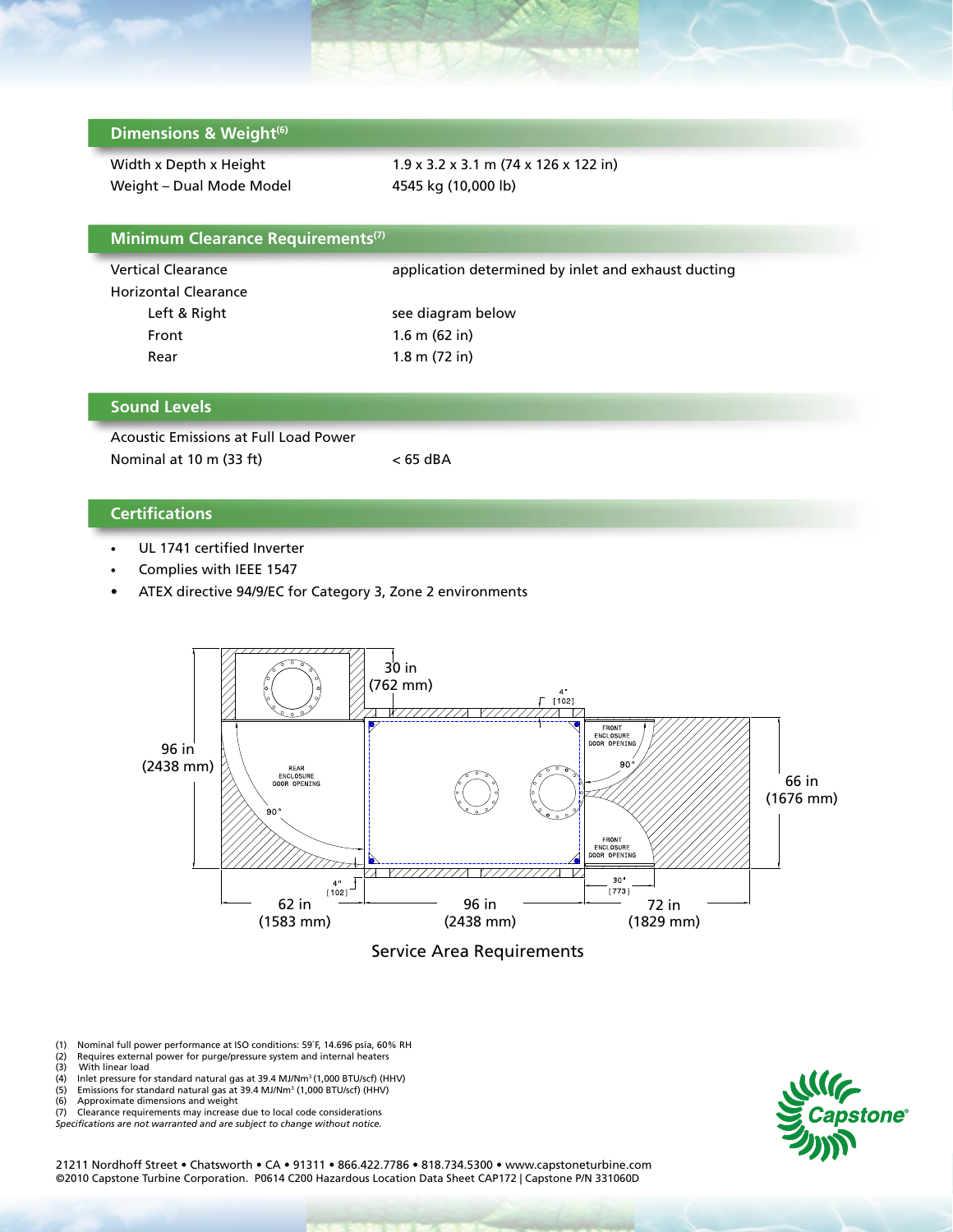## Dimensions & Weight(6)

| | |
|---|---|
| Width x Depth x Height | 1.9 x 3.2 x 3.1 m (74 x 126 x 122 in) |
| Weight – Dual Mode Model | 4545 kg (10,000 lb) |

## Minimum Clearance Requirements(7)

| | |
|---|---|
| Vertical Clearance | application determined by inlet and exhaust ducting |
| Horizontal Clearance | |
| Left & Right | see diagram below |
| Front | 1.6 m (62 in) |
| Rear | 1.8 m (72 in) |

## Sound Levels

| | |
|---|---|
| Acoustic Emissions at Full Load Power | |
| Nominal at 10 m (33 ft) | < 65 dBA |

## Certifications

- UL 1741 certified Inverter
- Complies with IEEE 1547
- ATEX directive 94/9/EC for Category 3, Zone 2 environments

30 in
(762 mm)

4"
[102]

96 in
(2438 mm)

REAR
ENCLOSURE
DOOR OPENING

90°

FRONT
ENCLOSURE
DOOR OPENING

90°

FRONT
ENCLOSURE
DOOR OPENING

66 in
(1676 mm)

4"
[102]

30"
[773]

62 in
(1583 mm)

96 in
(2438 mm)

72 in
(1829 mm)

Service Area Requirements

(1) Nominal full power performance at ISO conditions: 59°F, 14.696 psia, 60% RH
(2) Requires external power for purge/pressure system and internal heaters
(3) With linear load
(4) Inlet pressure for standard natural gas at 39.4 MJ/Nm³ (1,000 BTU/scf) (HHV)
(5) Emissions for standard natural gas at 39.4 MJ/Nm³ (1,000 BTU/scf) (HHV)
(6) Approximate dimensions and weight
(7) Clearance requirements may increase due to local code considerations

*Specifications are not warranted and are subject to change without notice.*

Capstone

21211 Nordhoff Street • Chatsworth • CA • 91311 • 866.422.7786 • 818.734.5300 • www.capstoneturbine.com
©2010 Capstone Turbine Corporation. P0614 C200 Hazardous Location Data Sheet CAP172 | Capstone P/N 331060D